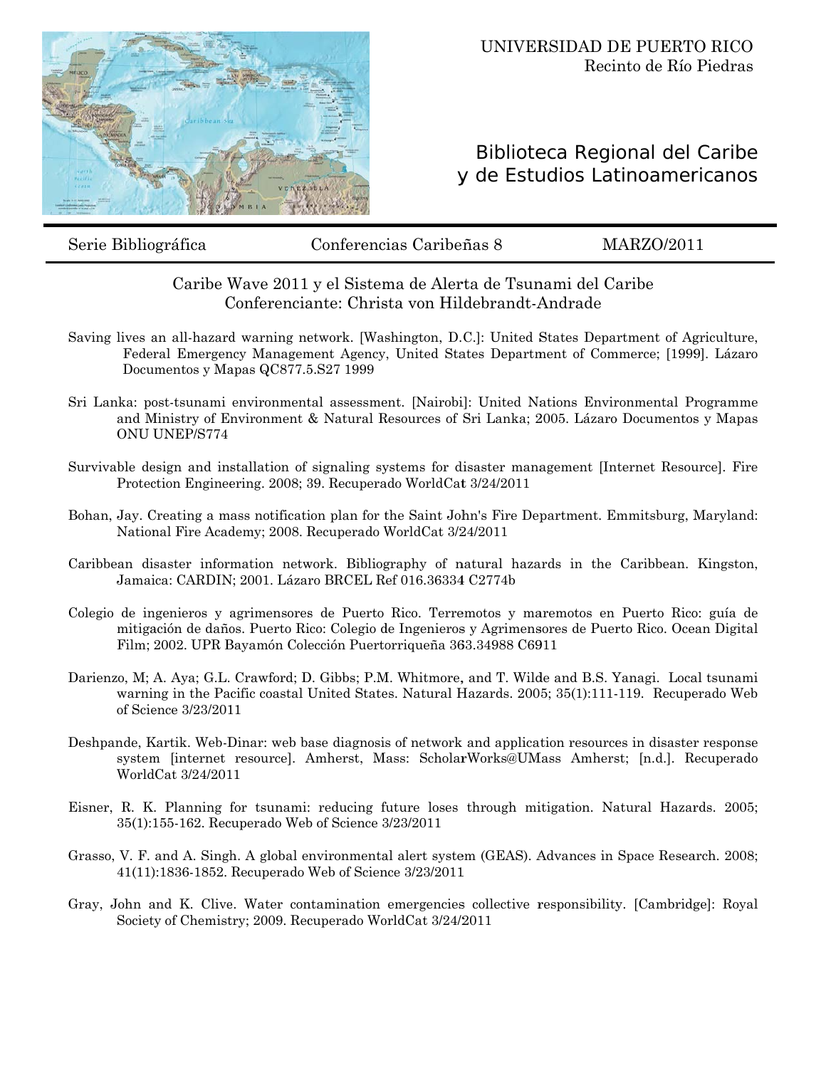UNIVERSIDAD DE PUERTO RICO
Recinto de Río Piedras

# Biblioteca Regional del Caribe y de Estudios Latinoamericanos

Serie Bibliográfica | Conferencias Caribeñas 8 | MARZO/2011

## Caribe Wave 2011 y el Sistema de Alerta de Tsunami del Caribe
Conferenciante: Christa von Hildebrandt-Andrade

Saving lives an all-hazard warning network. [Washington, D.C.]: United States Department of Agriculture, Federal Emergency Management Agency, United States Department of Commerce; [1999]. Lázaro Documentos y Mapas QC877.5.S27 1999

Sri Lanka: post-tsunami environmental assessment. [Nairobi]: United Nations Environmental Programme and Ministry of Environment & Natural Resources of Sri Lanka; 2005. Lázaro Documentos y Mapas ONU UNEP/S774

Survivable design and installation of signaling systems for disaster management [Internet Resource]. Fire Protection Engineering. 2008; 39. Recuperado WorldCat 3/24/2011

Bohan, Jay. Creating a mass notification plan for the Saint John's Fire Department. Emmitsburg, Maryland: National Fire Academy; 2008. Recuperado WorldCat 3/24/2011

Caribbean disaster information network. Bibliography of natural hazards in the Caribbean. Kingston, Jamaica: CARDIN; 2001. Lázaro BRCEL Ref 016.36334 C2774b

Colegio de ingenieros y agrimensores de Puerto Rico. Terremotos y maremotos en Puerto Rico: guía de mitigación de daños. Puerto Rico: Colegio de Ingenieros y Agrimensores de Puerto Rico. Ocean Digital Film; 2002. UPR Bayamón Colección Puertorriqueña 363.34988 C6911

Darienzo, M; A. Aya; G.L. Crawford; D. Gibbs; P.M. Whitmore, and T. Wilde and B.S. Yanagi. Local tsunami warning in the Pacific coastal United States. Natural Hazards. 2005; 35(1):111-119. Recuperado Web of Science 3/23/2011

Deshpande, Kartik. Web-Dinar: web base diagnosis of network and application resources in disaster response system [internet resource]. Amherst, Mass: ScholarWorks@UMass Amherst; [n.d.]. Recuperado WorldCat 3/24/2011

Eisner, R. K. Planning for tsunami: reducing future loses through mitigation. Natural Hazards. 2005; 35(1):155-162. Recuperado Web of Science 3/23/2011

Grasso, V. F. and A. Singh. A global environmental alert system (GEAS). Advances in Space Research. 2008; 41(11):1836-1852. Recuperado Web of Science 3/23/2011

Gray, John and K. Clive. Water contamination emergencies collective responsibility. [Cambridge]: Royal Society of Chemistry; 2009. Recuperado WorldCat 3/24/2011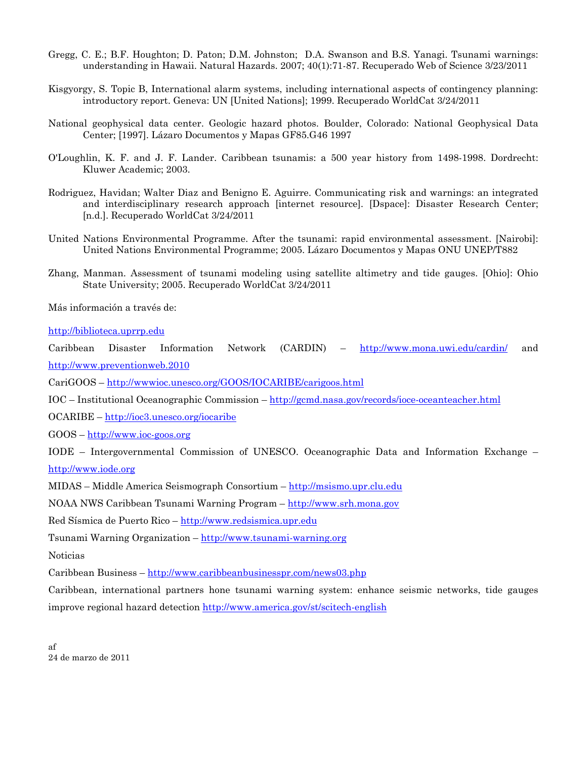Gregg, C. E.; B.F. Houghton; D. Paton; D.M. Johnston; D.A. Swanson and B.S. Yanagi. Tsunami warnings: understanding in Hawaii. Natural Hazards. 2007; 40(1):71-87. Recuperado Web of Science 3/23/2011

Kisgyorgy, S. Topic B, International alarm systems, including international aspects of contingency planning: introductory report. Geneva: UN [United Nations]; 1999. Recuperado WorldCat 3/24/2011

National geophysical data center. Geologic hazard photos. Boulder, Colorado: National Geophysical Data Center; [1997]. Lázaro Documentos y Mapas GF85.G46 1997

O'Loughlin, K. F. and J. F. Lander. Caribbean tsunamis: a 500 year history from 1498-1998. Dordrecht: Kluwer Academic; 2003.

Rodriguez, Havidan; Walter Diaz and Benigno E. Aguirre. Communicating risk and warnings: an integrated and interdisciplinary research approach [internet resource]. [Dspace]: Disaster Research Center; [n.d.]. Recuperado WorldCat 3/24/2011

United Nations Environmental Programme. After the tsunami: rapid environmental assessment. [Nairobi]: United Nations Environmental Programme; 2005. Lázaro Documentos y Mapas ONU UNEP/T882

Zhang, Manman. Assessment of tsunami modeling using satellite altimetry and tide gauges. [Ohio]: Ohio State University; 2005. Recuperado WorldCat 3/24/2011

Más información a través de:

http://biblioteca.uprrp.edu

Caribbean Disaster Information Network (CARDIN) – http://www.mona.uwi.edu/cardin/ and http://www.preventionweb.2010

CariGOOS – http://wwwioc.unesco.org/GOOS/IOCARIBE/carigoos.html

IOC – Institutional Oceanographic Commission – http://gcmd.nasa.gov/records/ioce-oceanteacher.html

OCARIBE – http://ioc3.unesco.org/iocaribe

GOOS – http://www.ioc-goos.org

IODE – Intergovernmental Commission of UNESCO. Oceanographic Data and Information Exchange – http://www.iode.org

MIDAS – Middle America Seismograph Consortium – http://msismo.upr.clu.edu

NOAA NWS Caribbean Tsunami Warning Program – http://www.srh.mona.gov

Red Sísmica de Puerto Rico – http://www.redsismica.upr.edu

Tsunami Warning Organization – http://www.tsunami-warning.org

Noticias

Caribbean Business – http://www.caribbeanbusinesspr.com/news03.php

Caribbean, international partners hone tsunami warning system: enhance seismic networks, tide gauges improve regional hazard detection http://www.america.gov/st/scitech-english

af
24 de marzo de 2011